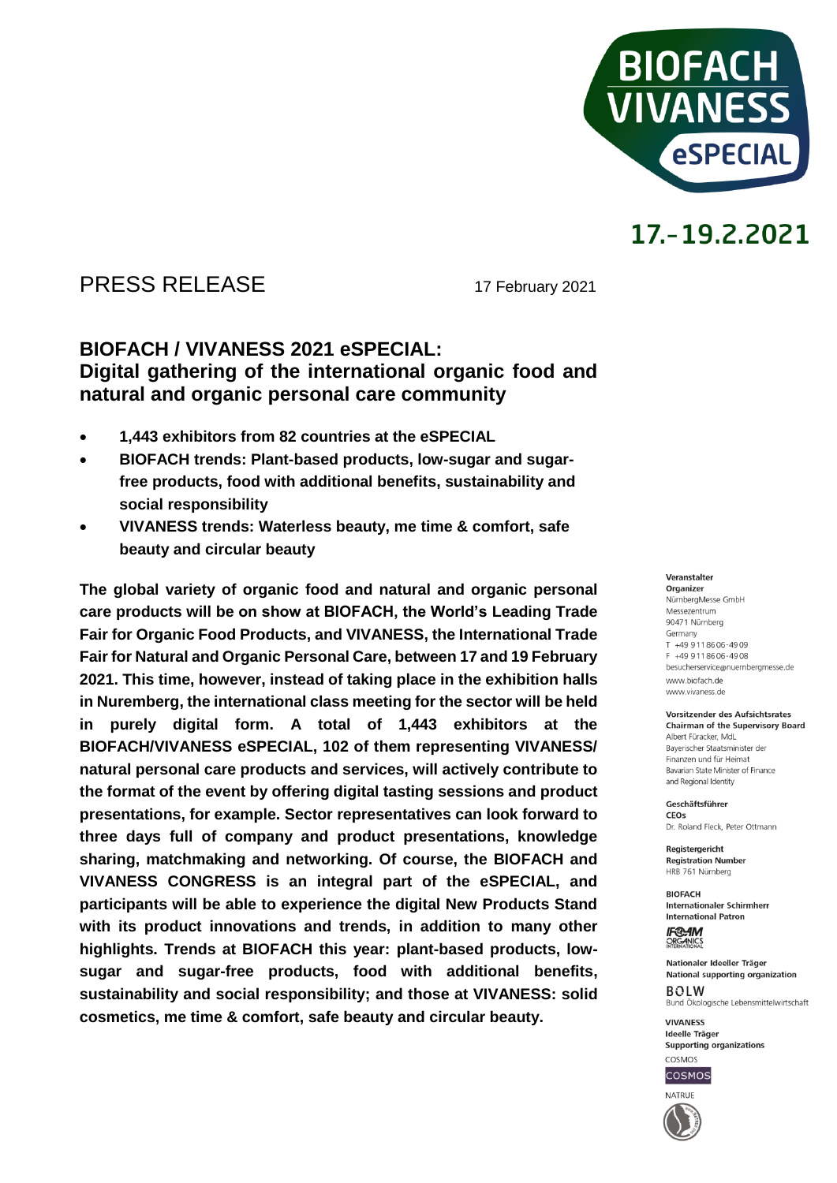BIOFACH VIVANESS eSPECIAL

17.-19.2.2021

PRESS RELEASE

17 February 2021

## BIOFACH / VIVANESS 2021 eSPECIAL: Digital gathering of the international organic food and natural and organic personal care community

- **1,443 exhibitors from 82 countries at the eSPECIAL**
- **BIOFACH trends: Plant-based products, low-sugar and sugar-free products, food with additional benefits, sustainability and social responsibility**
- **VIVANESS trends: Waterless beauty, me time & comfort, safe beauty and circular beauty**

**The global variety of organic food and natural and organic personal care products will be on show at BIOFACH, the World's Leading Trade Fair for Organic Food Products, and VIVANESS, the International Trade Fair for Natural and Organic Personal Care, between 17 and 19 February 2021. This time, however, instead of taking place in the exhibition halls in Nuremberg, the international class meeting for the sector will be held in purely digital form. A total of 1,443 exhibitors at the BIOFACH/VIVANESS eSPECIAL, 102 of them representing VIVANESS/ natural personal care products and services, will actively contribute to the format of the event by offering digital tasting sessions and product presentations, for example. Sector representatives can look forward to three days full of company and product presentations, knowledge sharing, matchmaking and networking. Of course, the BIOFACH and VIVANESS CONGRESS is an integral part of the eSPECIAL, and participants will be able to experience the digital New Products Stand with its product innovations and trends, in addition to many other highlights. Trends at BIOFACH this year: plant-based products, low-sugar and sugar-free products, food with additional benefits, sustainability and social responsibility; and those at VIVANESS: solid cosmetics, me time & comfort, safe beauty and circular beauty.**

**Veranstalter**
**Organizer**
NürnbergMesse GmbH
Messezentrum
90471 Nürnberg
Germany
T +49 9 11 86 06-49 09
F +49 9 11 86 06-49 08
besucherservice@nuernbergmesse.de
www.biofach.de
www.vivaness.de

**Vorsitzender des Aufsichtsrates**
**Chairman of the Supervisory Board**
Albert Füracker, MdL
Bayerischer Staatsminister der Finanzen und für Heimat
Bavarian State Minister of Finance and Regional Identity

**Geschäftsführer**
**CEOs**
Dr. Roland Fleck, Peter Ottmann

**Registergericht**
**Registration Number**
HRB 761 Nürnberg

**BIOFACH**
**Internationaler Schirmherr**
**International Patron**
IFOAM Organics International

**Nationaler Ideeller Träger**
**National supporting organization**
BÖLW
Bund Ökologische Lebensmittelwirtschaft

**VIVANESS**
**Ideelle Träger**
**Supporting organizations**
COSMOS
COSMOS
NATRUE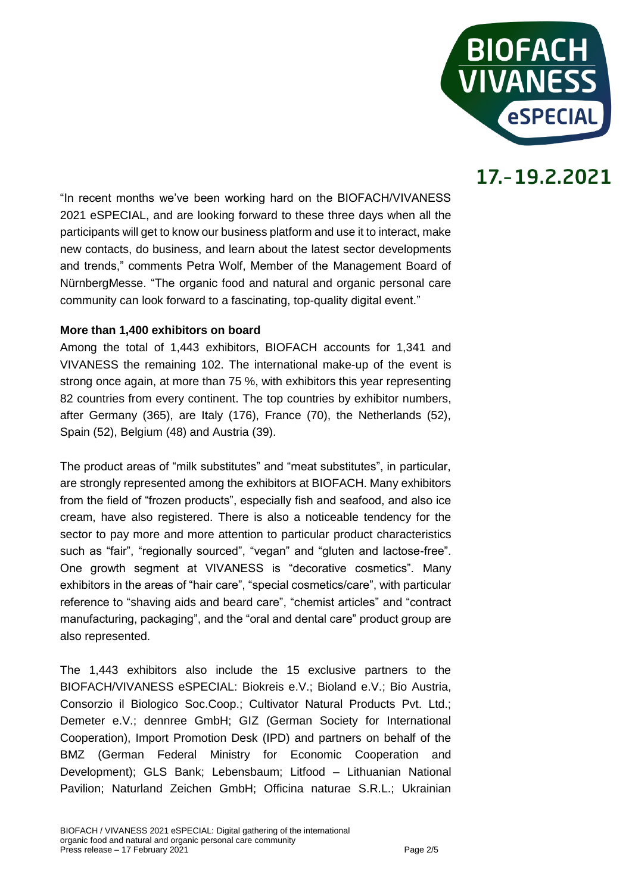"In recent months we've been working hard on the BIOFACH/VIVANESS 2021 eSPECIAL, and are looking forward to these three days when all the participants will get to know our business platform and use it to interact, make new contacts, do business, and learn about the latest sector developments and trends," comments Petra Wolf, Member of the Management Board of NürnbergMesse. "The organic food and natural and organic personal care community can look forward to a fascinating, top-quality digital event."

**More than 1,400 exhibitors on board**

Among the total of 1,443 exhibitors, BIOFACH accounts for 1,341 and VIVANESS the remaining 102. The international make-up of the event is strong once again, at more than 75 %, with exhibitors this year representing 82 countries from every continent. The top countries by exhibitor numbers, after Germany (365), are Italy (176), France (70), the Netherlands (52), Spain (52), Belgium (48) and Austria (39).

The product areas of "milk substitutes" and "meat substitutes", in particular, are strongly represented among the exhibitors at BIOFACH. Many exhibitors from the field of "frozen products", especially fish and seafood, and also ice cream, have also registered. There is also a noticeable tendency for the sector to pay more and more attention to particular product characteristics such as "fair", "regionally sourced", "vegan" and "gluten and lactose-free". One growth segment at VIVANESS is "decorative cosmetics". Many exhibitors in the areas of "hair care", "special cosmetics/care", with particular reference to "shaving aids and beard care", "chemist articles" and "contract manufacturing, packaging", and the "oral and dental care" product group are also represented.

The 1,443 exhibitors also include the 15 exclusive partners to the BIOFACH/VIVANESS eSPECIAL: Biokreis e.V.; Bioland e.V.; Bio Austria, Consorzio il Biologico Soc.Coop.; Cultivator Natural Products Pvt. Ltd.; Demeter e.V.; dennree GmbH; GIZ (German Society for International Cooperation), Import Promotion Desk (IPD) and partners on behalf of the BMZ (German Federal Ministry for Economic Cooperation and Development); GLS Bank; Lebensbaum; Litfood – Lithuanian National Pavilion; Naturland Zeichen GmbH; Officina naturae S.R.L.; Ukrainian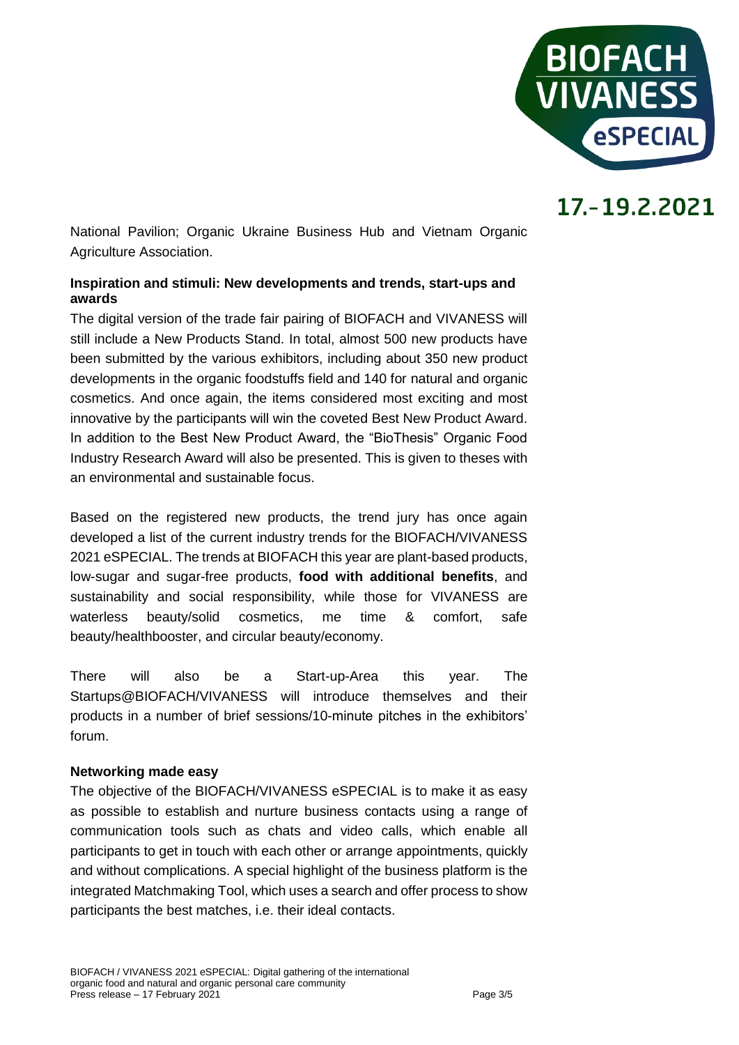National Pavilion; Organic Ukraine Business Hub and Vietnam Organic Agriculture Association.

**Inspiration and stimuli: New developments and trends, start-ups and awards**

The digital version of the trade fair pairing of BIOFACH and VIVANESS will still include a New Products Stand. In total, almost 500 new products have been submitted by the various exhibitors, including about 350 new product developments in the organic foodstuffs field and 140 for natural and organic cosmetics. And once again, the items considered most exciting and most innovative by the participants will win the coveted Best New Product Award. In addition to the Best New Product Award, the "BioThesis" Organic Food Industry Research Award will also be presented. This is given to theses with an environmental and sustainable focus.

Based on the registered new products, the trend jury has once again developed a list of the current industry trends for the BIOFACH/VIVANESS 2021 eSPECIAL. The trends at BIOFACH this year are plant-based products, low-sugar and sugar-free products, **food with additional benefits**, and sustainability and social responsibility, while those for VIVANESS are waterless beauty/solid cosmetics, me time & comfort, safe beauty/healthbooster, and circular beauty/economy.

There will also be a Start-up-Area this year. The Startups@BIOFACH/VIVANESS will introduce themselves and their products in a number of brief sessions/10-minute pitches in the exhibitors' forum.

**Networking made easy**

The objective of the BIOFACH/VIVANESS eSPECIAL is to make it as easy as possible to establish and nurture business contacts using a range of communication tools such as chats and video calls, which enable all participants to get in touch with each other or arrange appointments, quickly and without complications. A special highlight of the business platform is the integrated Matchmaking Tool, which uses a search and offer process to show participants the best matches, i.e. their ideal contacts.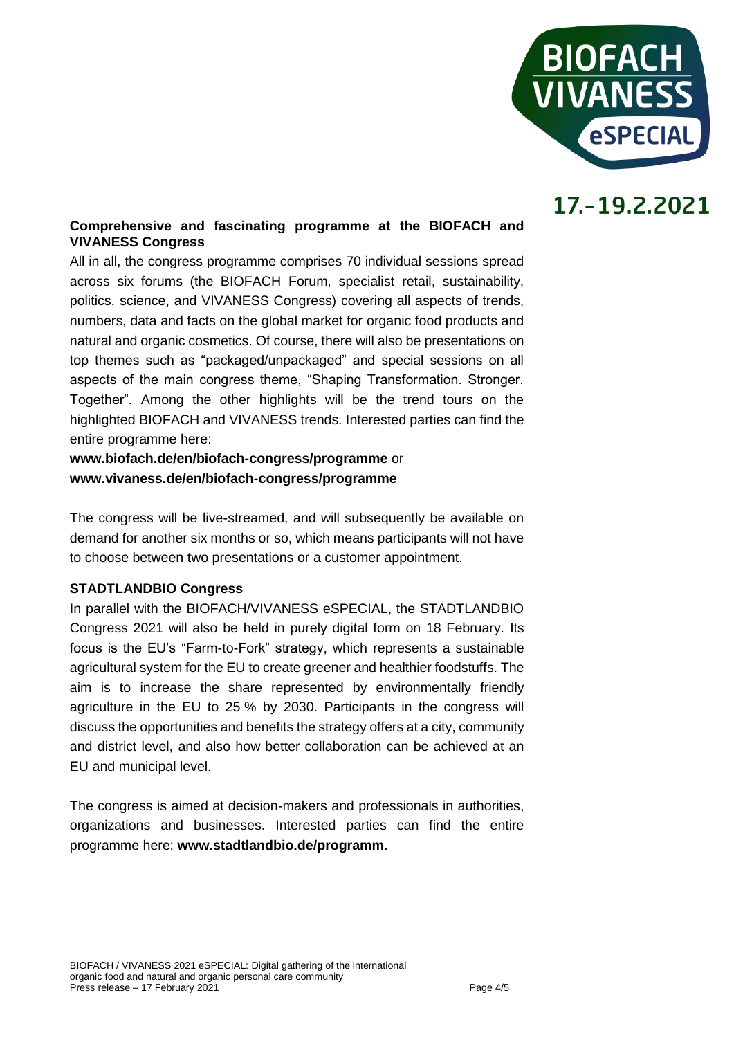## Comprehensive and fascinating programme at the BIOFACH and VIVANESS Congress

All in all, the congress programme comprises 70 individual sessions spread across six forums (the BIOFACH Forum, specialist retail, sustainability, politics, science, and VIVANESS Congress) covering all aspects of trends, numbers, data and facts on the global market for organic food products and natural and organic cosmetics. Of course, there will also be presentations on top themes such as "packaged/unpackaged" and special sessions on all aspects of the main congress theme, "Shaping Transformation. Stronger. Together". Among the other highlights will be the trend tours on the highlighted BIOFACH and VIVANESS trends. Interested parties can find the entire programme here:

**www.biofach.de/en/biofach-congress/programme** or **www.vivaness.de/en/biofach-congress/programme**

The congress will be live-streamed, and will subsequently be available on demand for another six months or so, which means participants will not have to choose between two presentations or a customer appointment.

## STADTLANDBIO Congress

In parallel with the BIOFACH/VIVANESS eSPECIAL, the STADTLANDBIO Congress 2021 will also be held in purely digital form on 18 February. Its focus is the EU's "Farm-to-Fork" strategy, which represents a sustainable agricultural system for the EU to create greener and healthier foodstuffs. The aim is to increase the share represented by environmentally friendly agriculture in the EU to 25 % by 2030. Participants in the congress will discuss the opportunities and benefits the strategy offers at a city, community and district level, and also how better collaboration can be achieved at an EU and municipal level.

The congress is aimed at decision-makers and professionals in authorities, organizations and businesses. Interested parties can find the entire programme here: **www.stadtlandbio.de/programm.**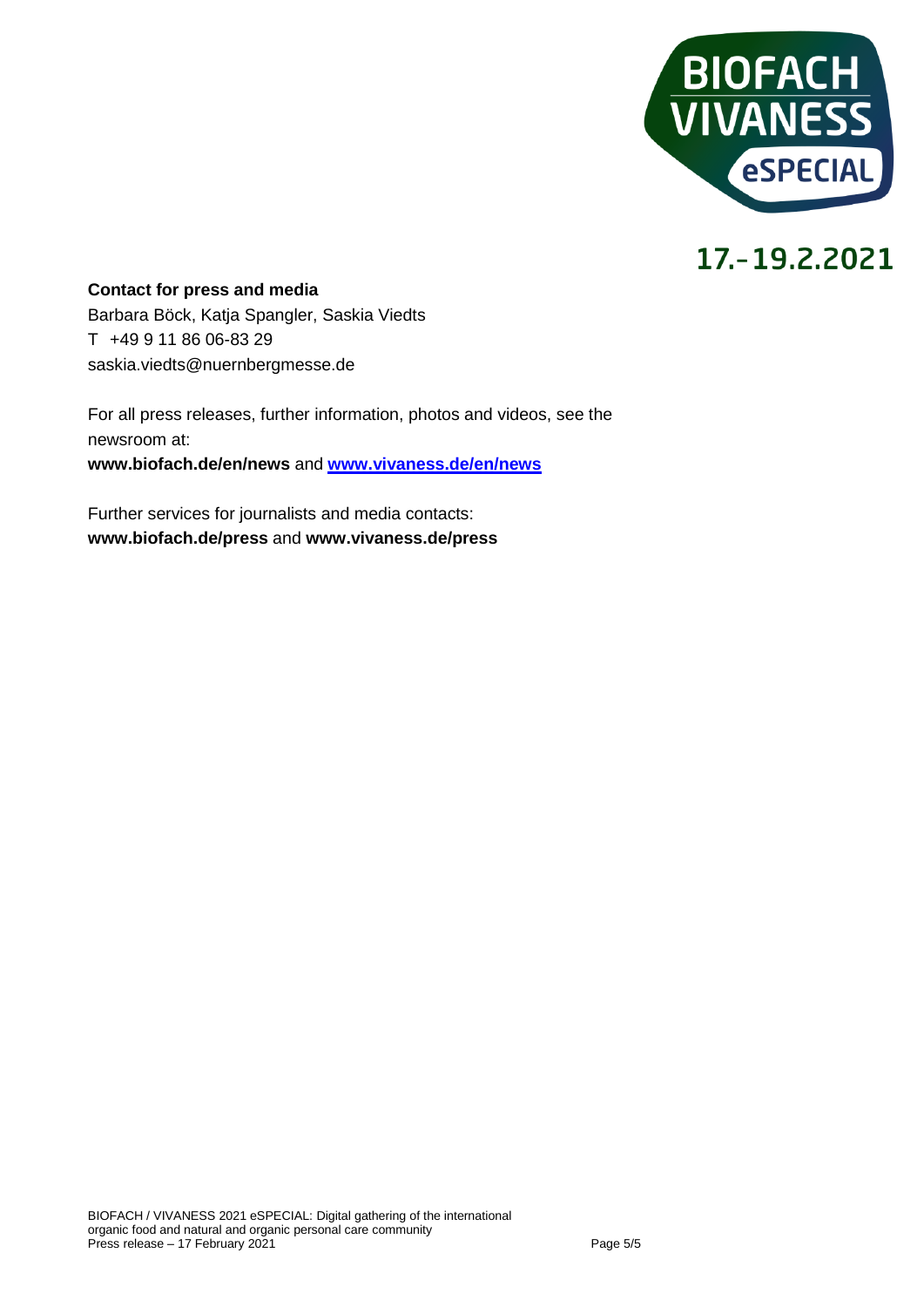BIOFACH VIVANESS eSPECIAL

17.-19.2.2021

**Contact for press and media**
Barbara Böck, Katja Spangler, Saskia Viedts
T +49 9 11 86 06-83 29
saskia.viedts@nuernbergmesse.de

For all press releases, further information, photos and videos, see the newsroom at:
**www.biofach.de/en/news** and **www.vivaness.de/en/news**

Further services for journalists and media contacts:
**www.biofach.de/press** and **www.vivaness.de/press**